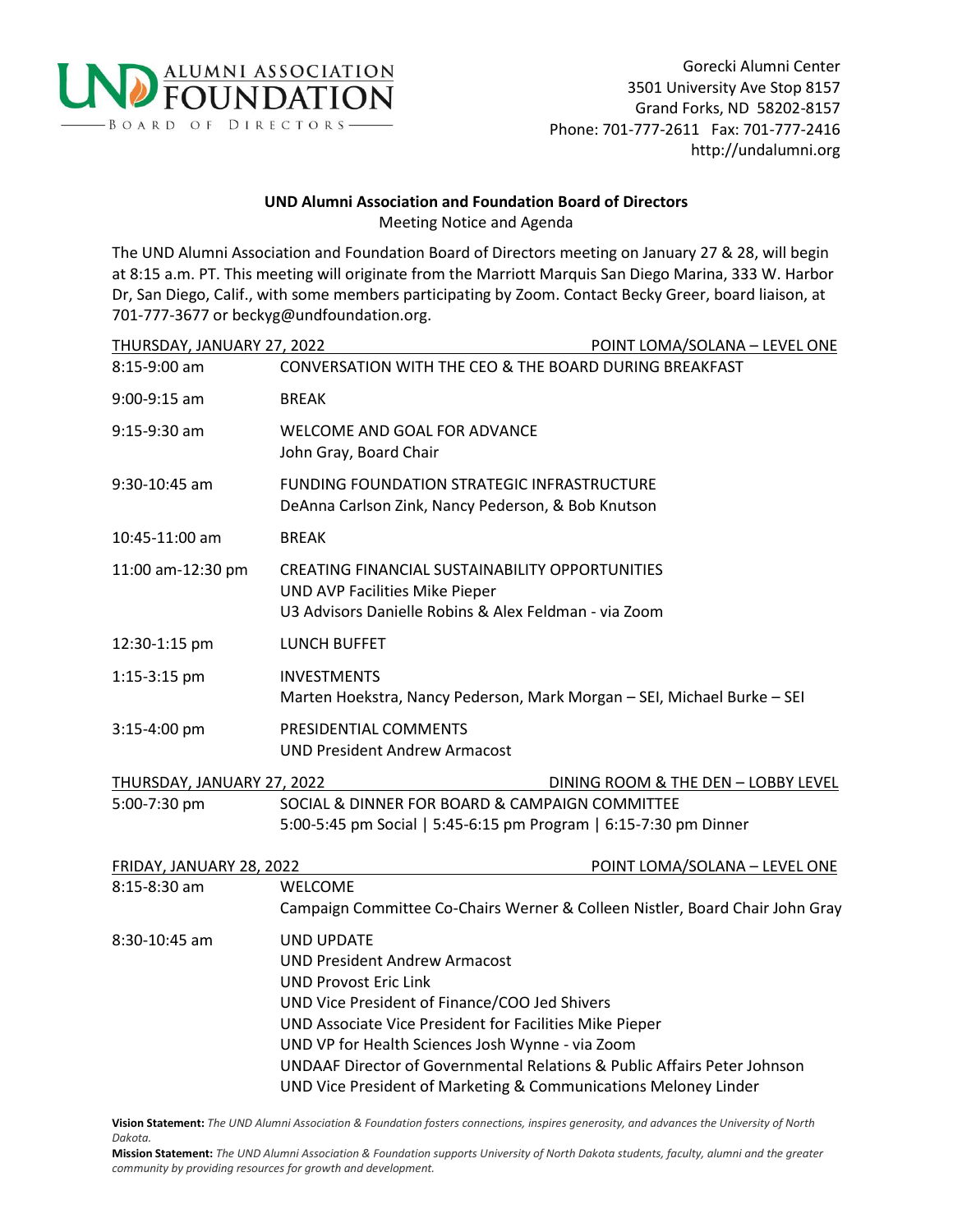UND ALUMNI ASSOCIATION FOUNDATION
BOARD OF DIRECTORS

Gorecki Alumni Center
3501 University Ave Stop 8157
Grand Forks, ND 58202-8157
Phone: 701-777-2611 Fax: 701-777-2416
http://undalumni.org

**UND Alumni Association and Foundation Board of Directors**
Meeting Notice and Agenda

The UND Alumni Association and Foundation Board of Directors meeting on January 27 & 28, will begin at 8:15 a.m. PT. This meeting will originate from the Marriott Marquis San Diego Marina, 333 W. Harbor Dr, San Diego, Calif., with some members participating by Zoom. Contact Becky Greer, board liaison, at 701-777-3677 or beckyg@undfoundation.org.

**THURSDAY, JANUARY 27, 2022 — POINT LOMA/SOLANA – LEVEL ONE**

| Time | Agenda |
|---|---|
| 8:15-9:00 am | CONVERSATION WITH THE CEO & THE BOARD DURING BREAKFAST |
| 9:00-9:15 am | BREAK |
| 9:15-9:30 am | WELCOME AND GOAL FOR ADVANCE<br>John Gray, Board Chair |
| 9:30-10:45 am | FUNDING FOUNDATION STRATEGIC INFRASTRUCTURE<br>DeAnna Carlson Zink, Nancy Pederson, & Bob Knutson |
| 10:45-11:00 am | BREAK |
| 11:00 am-12:30 pm | CREATING FINANCIAL SUSTAINABILITY OPPORTUNITIES<br>UND AVP Facilities Mike Pieper<br>U3 Advisors Danielle Robins & Alex Feldman - via Zoom |
| 12:30-1:15 pm | LUNCH BUFFET |
| 1:15-3:15 pm | INVESTMENTS<br>Marten Hoekstra, Nancy Pederson, Mark Morgan – SEI, Michael Burke – SEI |
| 3:15-4:00 pm | PRESIDENTIAL COMMENTS<br>UND President Andrew Armacost |

**THURSDAY, JANUARY 27, 2022 — DINING ROOM & THE DEN – LOBBY LEVEL**

| Time | Agenda |
|---|---|
| 5:00-7:30 pm | SOCIAL & DINNER FOR BOARD & CAMPAIGN COMMITTEE<br>5:00-5:45 pm Social \| 5:45-6:15 pm Program \| 6:15-7:30 pm Dinner |

**FRIDAY, JANUARY 28, 2022 — POINT LOMA/SOLANA – LEVEL ONE**

| Time | Agenda |
|---|---|
| 8:15-8:30 am | WELCOME<br>Campaign Committee Co-Chairs Werner & Colleen Nistler, Board Chair John Gray |
| 8:30-10:45 am | UND UPDATE<br>UND President Andrew Armacost<br>UND Provost Eric Link<br>UND Vice President of Finance/COO Jed Shivers<br>UND Associate Vice President for Facilities Mike Pieper<br>UND VP for Health Sciences Josh Wynne - via Zoom<br>UNDAAF Director of Governmental Relations & Public Affairs Peter Johnson<br>UND Vice President of Marketing & Communications Meloney Linder |

**Vision Statement:** *The UND Alumni Association & Foundation fosters connections, inspires generosity, and advances the University of North Dakota.*

**Mission Statement:** *The UND Alumni Association & Foundation supports University of North Dakota students, faculty, alumni and the greater community by providing resources for growth and development.*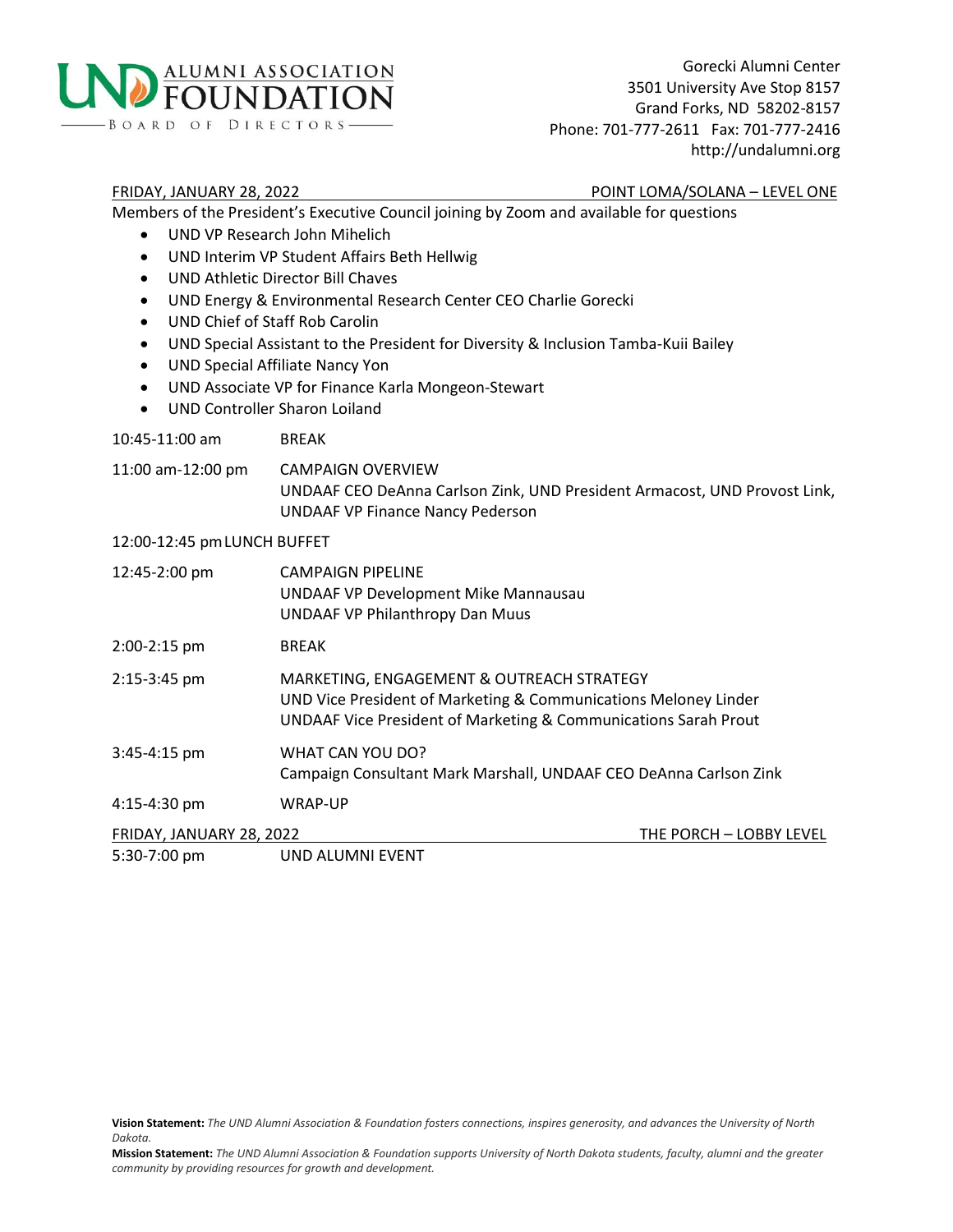UND ALUMNI ASSOCIATION FOUNDATION

BOARD OF DIRECTORS

Gorecki Alumni Center
3501 University Ave Stop 8157
Grand Forks, ND 58202-8157
Phone: 701-777-2611 Fax: 701-777-2416
http://undalumni.org

FRIDAY, JANUARY 28, 2022 — POINT LOMA/SOLANA – LEVEL ONE

Members of the President's Executive Council joining by Zoom and available for questions

- UND VP Research John Mihelich
- UND Interim VP Student Affairs Beth Hellwig
- UND Athletic Director Bill Chaves
- UND Energy & Environmental Research Center CEO Charlie Gorecki
- UND Chief of Staff Rob Carolin
- UND Special Assistant to the President for Diversity & Inclusion Tamba-Kuii Bailey
- UND Special Affiliate Nancy Yon
- UND Associate VP for Finance Karla Mongeon-Stewart
- UND Controller Sharon Loiland

| | |
|---|---|
| 10:45-11:00 am | BREAK |
| 11:00 am-12:00 pm | CAMPAIGN OVERVIEW<br>UNDAAF CEO DeAnna Carlson Zink, UND President Armacost, UND Provost Link, UNDAAF VP Finance Nancy Pederson |
| 12:00-12:45 pm | LUNCH BUFFET |
| 12:45-2:00 pm | CAMPAIGN PIPELINE<br>UNDAAF VP Development Mike Mannausau<br>UNDAAF VP Philanthropy Dan Muus |
| 2:00-2:15 pm | BREAK |
| 2:15-3:45 pm | MARKETING, ENGAGEMENT & OUTREACH STRATEGY<br>UND Vice President of Marketing & Communications Meloney Linder<br>UNDAAF Vice President of Marketing & Communications Sarah Prout |
| 3:45-4:15 pm | WHAT CAN YOU DO?<br>Campaign Consultant Mark Marshall, UNDAAF CEO DeAnna Carlson Zink |
| 4:15-4:30 pm | WRAP-UP |

FRIDAY, JANUARY 28, 2022 — THE PORCH – LOBBY LEVEL

| | |
|---|---|
| 5:30-7:00 pm | UND ALUMNI EVENT |

**Vision Statement:** *The UND Alumni Association & Foundation fosters connections, inspires generosity, and advances the University of North Dakota.*

**Mission Statement:** *The UND Alumni Association & Foundation supports University of North Dakota students, faculty, alumni and the greater community by providing resources for growth and development.*